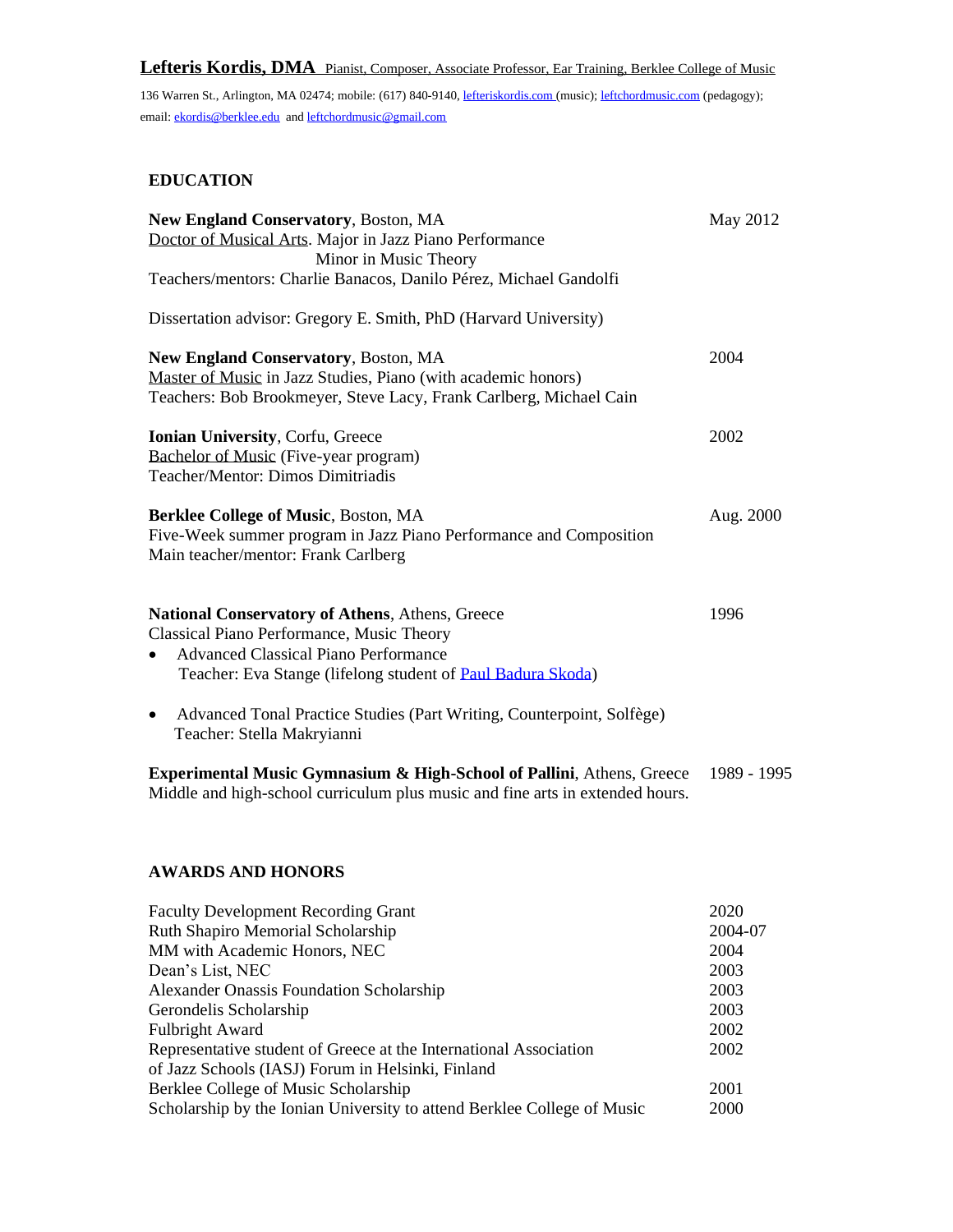# Lefteris Kordis, DMA  Pianist, Composer, Associate Professor, Ear Training, Berklee College of Music

136 Warren St., Arlington, MA 02474; mobile: (617) 840-9140, lefteriskordis.com (music); leftchordmusic.com (pedagogy); email: ekordis@berklee.edu and leftchordmusic@gmail.com

## EDUCATION

**New England Conservatory**, Boston, MA — May 2012
Doctor of Musical Arts. Major in Jazz Piano Performance
Minor in Music Theory
Teachers/mentors: Charlie Banacos, Danilo Pérez, Michael Gandolfi

Dissertation advisor: Gregory E. Smith, PhD (Harvard University)

**New England Conservatory**, Boston, MA — 2004
Master of Music in Jazz Studies, Piano (with academic honors)
Teachers: Bob Brookmeyer, Steve Lacy, Frank Carlberg, Michael Cain

**Ionian University**, Corfu, Greece — 2002
Bachelor of Music (Five-year program)
Teacher/Mentor: Dimos Dimitriadis

**Berklee College of Music**, Boston, MA — Aug. 2000
Five-Week summer program in Jazz Piano Performance and Composition
Main teacher/mentor: Frank Carlberg

**National Conservatory of Athens**, Athens, Greece — 1996
Classical Piano Performance, Music Theory

- Advanced Classical Piano Performance
  Teacher: Eva Stange (lifelong student of Paul Badura Skoda)
- Advanced Tonal Practice Studies (Part Writing, Counterpoint, Solfège)
  Teacher: Stella Makryianni

**Experimental Music Gymnasium & High-School of Pallini**, Athens, Greece — 1989 - 1995
Middle and high-school curriculum plus music and fine arts in extended hours.

## AWARDS AND HONORS

| | |
|---|---|
| Faculty Development Recording Grant | 2020 |
| Ruth Shapiro Memorial Scholarship | 2004-07 |
| MM with Academic Honors, NEC | 2004 |
| Dean's List, NEC | 2003 |
| Alexander Onassis Foundation Scholarship | 2003 |
| Gerondelis Scholarship | 2003 |
| Fulbright Award | 2002 |
| Representative student of Greece at the International Association of Jazz Schools (IASJ) Forum in Helsinki, Finland | 2002 |
| Berklee College of Music Scholarship | 2001 |
| Scholarship by the Ionian University to attend Berklee College of Music | 2000 |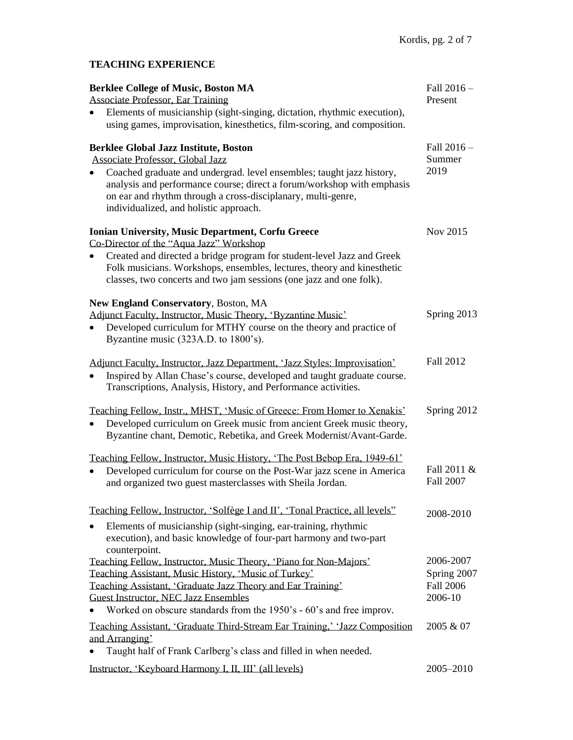## TEACHING EXPERIENCE

**Berklee College of Music, Boston MA** — Fall 2016 – Present
Associate Professor, Ear Training
- Elements of musicianship (sight-singing, dictation, rhythmic execution), using games, improvisation, kinesthetics, film-scoring, and composition.

**Berklee Global Jazz Institute, Boston** — Fall 2016 – Summer 2019
Associate Professor, Global Jazz
- Coached graduate and undergrad. level ensembles; taught jazz history, analysis and performance course; direct a forum/workshop with emphasis on ear and rhythm through a cross-disciplanary, multi-genre, individualized, and holistic approach.

**Ionian University, Music Department, Corfu Greece** — Nov 2015
Co-Director of the "Aqua Jazz" Workshop
- Created and directed a bridge program for student-level Jazz and Greek Folk musicians. Workshops, ensembles, lectures, theory and kinesthetic classes, two concerts and two jam sessions (one jazz and one folk).

**New England Conservatory**, Boston, MA

Adjunct Faculty, Instructor, Music Theory, 'Byzantine Music' — Spring 2013
- Developed curriculum for MTHY course on the theory and practice of Byzantine music (323A.D. to 1800's).

Adjunct Faculty, Instructor, Jazz Department, 'Jazz Styles: Improvisation' — Fall 2012
- Inspired by Allan Chase's course, developed and taught graduate course. Transcriptions, Analysis, History, and Performance activities.

Teaching Fellow, Instr., MHST, 'Music of Greece: From Homer to Xenakis' — Spring 2012
- Developed curriculum on Greek music from ancient Greek music theory, Byzantine chant, Demotic, Rebetika, and Greek Modernist/Avant-Garde.

Teaching Fellow, Instructor, Music History, 'The Post Bebop Era, 1949-61' — Fall 2011 & Fall 2007
- Developed curriculum for course on the Post-War jazz scene in America and organized two guest masterclasses with Sheila Jordan.

Teaching Fellow, Instructor, 'Solfège I and II', 'Tonal Practice, all levels" — 2008-2010
- Elements of musicianship (sight-singing, ear-training, rhythmic execution), and basic knowledge of four-part harmony and two-part counterpoint.

Teaching Fellow, Instructor, Music Theory, 'Piano for Non-Majors' — 2006-2007
Teaching Assistant, Music History, 'Music of Turkey' — Spring 2007
Teaching Assistant, 'Graduate Jazz Theory and Ear Training' — Fall 2006
Guest Instructor, NEC Jazz Ensembles — 2006-10
- Worked on obscure standards from the 1950's - 60's and free improv.

Teaching Assistant, 'Graduate Third-Stream Ear Training,' 'Jazz Composition and Arranging' — 2005 & 07
- Taught half of Frank Carlberg's class and filled in when needed.

Instructor, 'Keyboard Harmony I, II, III' (all levels) — 2005–2010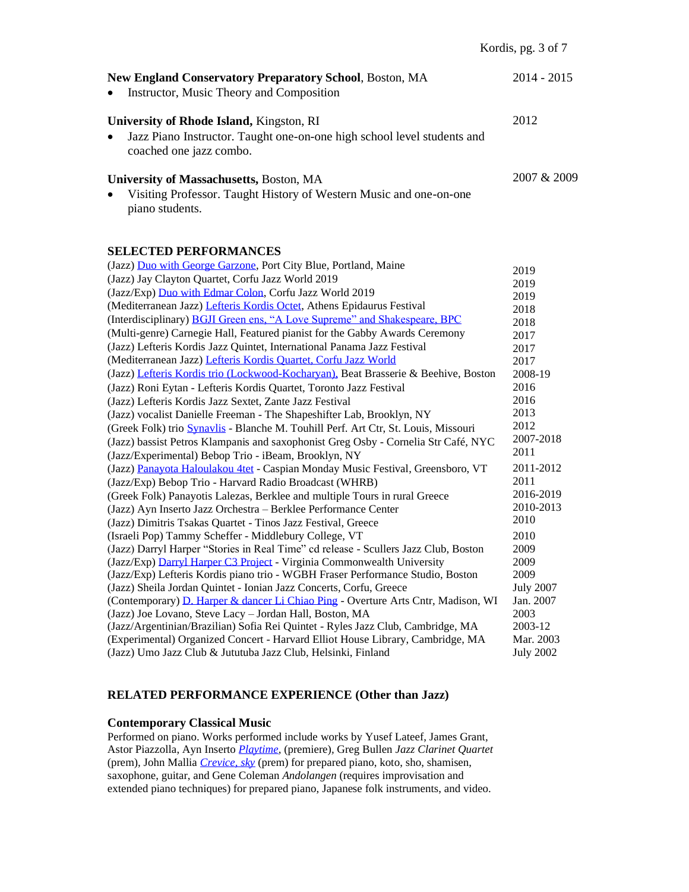**New England Conservatory Preparatory School**, Boston, MA — 2014 - 2015

- Instructor, Music Theory and Composition

**University of Rhode Island,** Kingston, RI — 2012

- Jazz Piano Instructor. Taught one-on-one high school level students and coached one jazz combo.

**University of Massachusetts,** Boston, MA — 2007 & 2009

- Visiting Professor. Taught History of Western Music and one-on-one piano students.

## SELECTED PERFORMANCES

| Performance | Year |
|---|---|
| (Jazz) Duo with George Garzone, Port City Blue, Portland, Maine | 2019 |
| (Jazz) Jay Clayton Quartet, Corfu Jazz World 2019 | 2019 |
| (Jazz/Exp) Duo with Edmar Colon, Corfu Jazz World 2019 | 2019 |
| (Mediterranean Jazz) Lefteris Kordis Octet, Athens Epidaurus Festival | 2018 |
| (Interdisciplinary) BGJI Green ens, "A Love Supreme" and Shakespeare, BPC | 2018 |
| (Multi-genre) Carnegie Hall, Featured pianist for the Gabby Awards Ceremony | 2017 |
| (Jazz) Lefteris Kordis Jazz Quintet, International Panama Jazz Festival | 2017 |
| (Mediterranean Jazz) Lefteris Kordis Quartet, Corfu Jazz World | 2017 |
| (Jazz) Lefteris Kordis trio (Lockwood-Kocharyan), Beat Brasserie & Beehive, Boston | 2008-19 |
| (Jazz) Roni Eytan - Lefteris Kordis Quartet, Toronto Jazz Festival | 2016 |
| (Jazz) Lefteris Kordis Jazz Sextet, Zante Jazz Festival | 2016 |
| (Jazz) vocalist Danielle Freeman - The Shapeshifter Lab, Brooklyn, NY | 2013 |
| (Greek Folk) trio Synavlis - Blanche M. Touhill Perf. Art Ctr, St. Louis, Missouri | 2012 |
| (Jazz) bassist Petros Klampanis and saxophonist Greg Osby - Cornelia Str Café, NYC | 2007-2018 |
| (Jazz/Experimental) Bebop Trio - iBeam, Brooklyn, NY | 2011 |
| (Jazz) Panayota Haloulakou 4tet - Caspian Monday Music Festival, Greensboro, VT | 2011-2012 |
| (Jazz/Exp) Bebop Trio - Harvard Radio Broadcast (WHRB) | 2011 |
| (Greek Folk) Panayotis Lalezas, Berklee and multiple Tours in rural Greece | 2016-2019 |
| (Jazz) Ayn Inserto Jazz Orchestra – Berklee Performance Center | 2010-2013 |
| (Jazz) Dimitris Tsakas Quartet - Tinos Jazz Festival, Greece | 2010 |
| (Israeli Pop) Tammy Scheffer - Middlebury College, VT | 2010 |
| (Jazz) Darryl Harper "Stories in Real Time" cd release - Scullers Jazz Club, Boston | 2009 |
| (Jazz/Exp) Darryl Harper C3 Project - Virginia Commonwealth University | 2009 |
| (Jazz/Exp) Lefteris Kordis piano trio - WGBH Fraser Performance Studio, Boston | 2009 |
| (Jazz) Sheila Jordan Quintet - Ionian Jazz Concerts, Corfu, Greece | July 2007 |
| (Contemporary) D. Harper & dancer Li Chiao Ping - Overture Arts Cntr, Madison, WI | Jan. 2007 |
| (Jazz) Joe Lovano, Steve Lacy – Jordan Hall, Boston, MA | 2003 |
| (Jazz/Argentinian/Brazilian) Sofia Rei Quintet - Ryles Jazz Club, Cambridge, MA | 2003-12 |
| (Experimental) Organized Concert - Harvard Elliot House Library, Cambridge, MA | Mar. 2003 |
| (Jazz) Umo Jazz Club & Jututuba Jazz Club, Helsinki, Finland | July 2002 |

## RELATED PERFORMANCE EXPERIENCE (Other than Jazz)

### Contemporary Classical Music

Performed on piano. Works performed include works by Yusef Lateef, James Grant, Astor Piazzolla, Ayn Inserto *Playtime*, (premiere), Greg Bullen *Jazz Clarinet Quartet* (prem), John Mallia *Crevice, sky* (prem) for prepared piano, koto, sho, shamisen, saxophone, guitar, and Gene Coleman *Andolangen* (requires improvisation and extended piano techniques) for prepared piano, Japanese folk instruments, and video.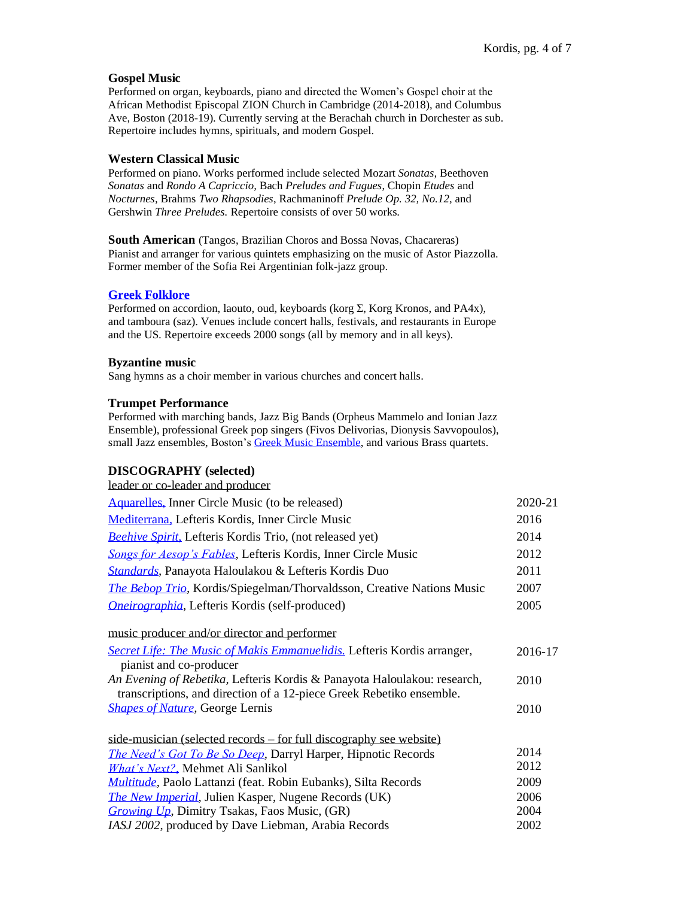### Gospel Music

Performed on organ, keyboards, piano and directed the Women's Gospel choir at the African Methodist Episcopal ZION Church in Cambridge (2014-2018), and Columbus Ave, Boston (2018-19). Currently serving at the Berachah church in Dorchester as sub. Repertoire includes hymns, spirituals, and modern Gospel.

### Western Classical Music

Performed on piano. Works performed include selected Mozart *Sonatas*, Beethoven *Sonatas* and *Rondo A Capriccio*, Bach *Preludes and Fugues*, Chopin *Etudes* and *Nocturnes*, Brahms *Two Rhapsodies*, Rachmaninoff *Prelude Op. 32, No.12*, and Gershwin *Three Preludes.* Repertoire consists of over 50 works.

**South American** (Tangos, Brazilian Choros and Bossa Novas, Chacareras)

Pianist and arranger for various quintets emphasizing on the music of Astor Piazzolla. Former member of the Sofia Rei Argentinian folk-jazz group.

### Greek Folklore

Performed on accordion, laouto, oud, keyboards (korg Σ, Korg Kronos, and PA4x), and tamboura (saz). Venues include concert halls, festivals, and restaurants in Europe and the US. Repertoire exceeds 2000 songs (all by memory and in all keys).

### Byzantine music

Sang hymns as a choir member in various churches and concert halls.

### Trumpet Performance

Performed with marching bands, Jazz Big Bands (Orpheus Mammelo and Ionian Jazz Ensemble), professional Greek pop singers (Fivos Delivorias, Dionysis Savvopoulos), small Jazz ensembles, Boston's Greek Music Ensemble, and various Brass quartets.

## DISCOGRAPHY (selected)

leader or co-leader and producer

| | |
|---|---|
| Aquarelles, Inner Circle Music (to be released) | 2020-21 |
| Mediterrana, Lefteris Kordis, Inner Circle Music | 2016 |
| *Beehive Spirit*, Lefteris Kordis Trio, (not released yet) | 2014 |
| *Songs for Aesop's Fables*, Lefteris Kordis, Inner Circle Music | 2012 |
| *Standards*, Panayota Haloulakou & Lefteris Kordis Duo | 2011 |
| *The Bebop Trio*, Kordis/Spiegelman/Thorvaldsson, Creative Nations Music | 2007 |
| *Oneirographia*, Lefteris Kordis (self-produced) | 2005 |

music producer and/or director and performer

| | |
|---|---|
| *Secret Life: The Music of Makis Emmanuelidis.* Lefteris Kordis arranger, pianist and co-producer | 2016-17 |
| *An Evening of Rebetika*, Lefteris Kordis & Panayota Haloulakou: research, transcriptions, and direction of a 12-piece Greek Rebetiko ensemble. | 2010 |
| *Shapes of Nature*, George Lernis | 2010 |

side-musician (selected records – for full discography see website)

| | |
|---|---|
| *The Need's Got To Be So Deep*, Darryl Harper, Hipnotic Records | 2014 |
| *What's Next?*, Mehmet Ali Sanlikol | 2012 |
| *Multitude*, Paolo Lattanzi (feat. Robin Eubanks), Silta Records | 2009 |
| *The New Imperial*, Julien Kasper, Nugene Records (UK) | 2006 |
| *Growing Up*, Dimitry Tsakas, Faos Music, (GR) | 2004 |
| *IASJ 2002*, produced by Dave Liebman, Arabia Records | 2002 |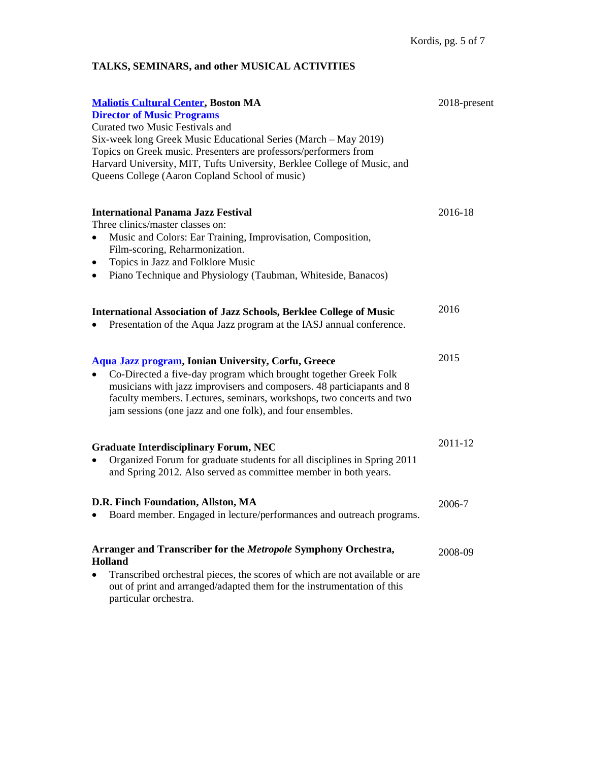## TALKS, SEMINARS, and other MUSICAL ACTIVITIES

**Maliotis Cultural Center, Boston MA** — 2018-present
**Director of Music Programs**
Curated two Music Festivals and
Six-week long Greek Music Educational Series (March – May 2019)
Topics on Greek music. Presenters are professors/performers from
Harvard University, MIT, Tufts University, Berklee College of Music, and
Queens College (Aaron Copland School of music)

**International Panama Jazz Festival** — 2016-18
Three clinics/master classes on:
- Music and Colors: Ear Training, Improvisation, Composition, Film-scoring, Reharmonization.
- Topics in Jazz and Folklore Music
- Piano Technique and Physiology (Taubman, Whiteside, Banacos)

**International Association of Jazz Schools, Berklee College of Music** — 2016
- Presentation of the Aqua Jazz program at the IASJ annual conference.

**Aqua Jazz program, Ionian University, Corfu, Greece** — 2015
- Co-Directed a five-day program which brought together Greek Folk musicians with jazz improvisers and composers. 48 particiapants and 8 faculty members. Lectures, seminars, workshops, two concerts and two jam sessions (one jazz and one folk), and four ensembles.

**Graduate Interdisciplinary Forum, NEC** — 2011-12
- Organized Forum for graduate students for all disciplines in Spring 2011 and Spring 2012. Also served as committee member in both years.

**D.R. Finch Foundation, Allston, MA** — 2006-7
- Board member. Engaged in lecture/performances and outreach programs.

**Arranger and Transcriber for the *Metropole* Symphony Orchestra, Holland** — 2008-09
- Transcribed orchestral pieces, the scores of which are not available or are out of print and arranged/adapted them for the instrumentation of this particular orchestra.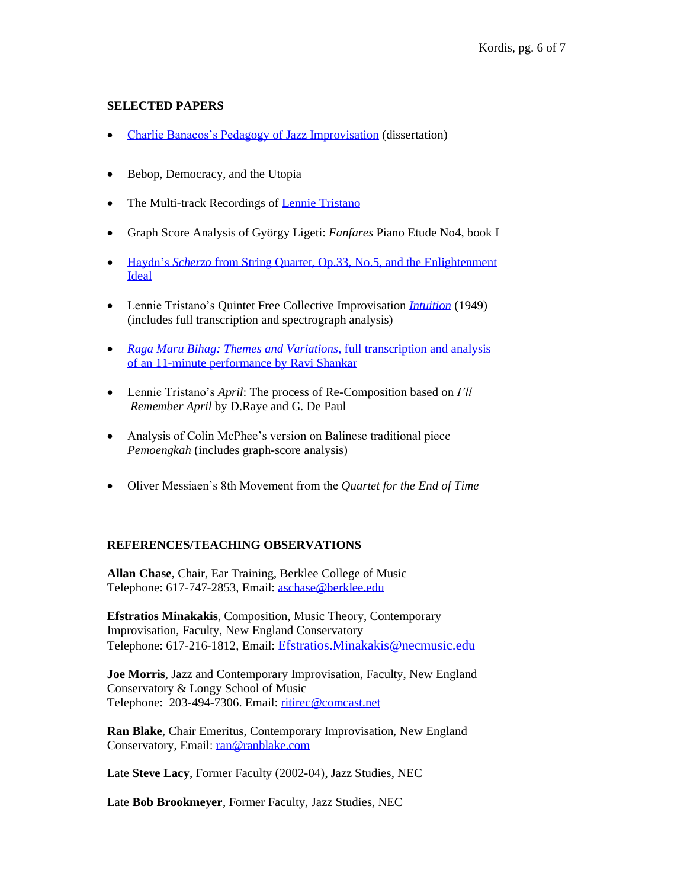## SELECTED PAPERS

- Charlie Banacos's Pedagogy of Jazz Improvisation (dissertation)
- Bebop, Democracy, and the Utopia
- The Multi-track Recordings of Lennie Tristano
- Graph Score Analysis of György Ligeti: *Fanfares* Piano Etude No4, book I
- Haydn's *Scherzo* from String Quartet, Op.33, No.5, and the Enlightenment Ideal
- Lennie Tristano's Quintet Free Collective Improvisation *Intuition* (1949) (includes full transcription and spectrograph analysis)
- *Raga Maru Bihag: Themes and Variations*, full transcription and analysis of an 11-minute performance by Ravi Shankar
- Lennie Tristano's *April*: The process of Re-Composition based on *I'll Remember April* by D.Raye and G. De Paul
- Analysis of Colin McPhee's version on Balinese traditional piece *Pemoengkah* (includes graph-score analysis)
- Oliver Messiaen's 8th Movement from the *Quartet for the End of Time*

## REFERENCES/TEACHING OBSERVATIONS

**Allan Chase**, Chair, Ear Training, Berklee College of Music
Telephone: 617-747-2853, Email: aschase@berklee.edu

**Efstratios Minakakis**, Composition, Music Theory, Contemporary Improvisation, Faculty, New England Conservatory
Telephone: 617-216-1812, Email: Efstratios.Minakakis@necmusic.edu

**Joe Morris**, Jazz and Contemporary Improvisation, Faculty, New England Conservatory & Longy School of Music
Telephone: 203-494-7306. Email: ritirec@comcast.net

**Ran Blake**, Chair Emeritus, Contemporary Improvisation, New England Conservatory, Email: ran@ranblake.com

Late **Steve Lacy**, Former Faculty (2002-04), Jazz Studies, NEC

Late **Bob Brookmeyer**, Former Faculty, Jazz Studies, NEC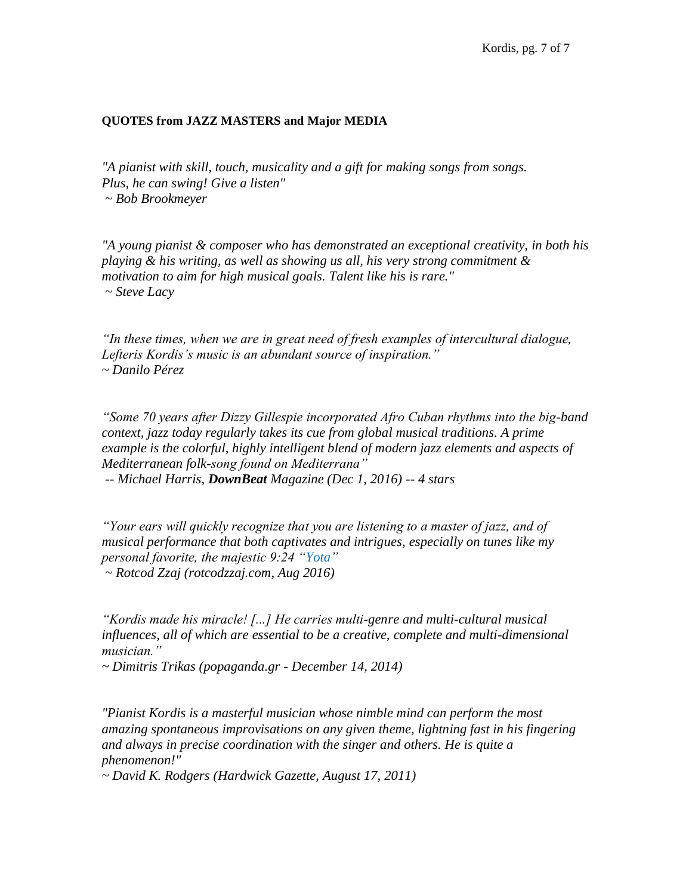**QUOTES from JAZZ MASTERS and Major MEDIA**

*"A pianist with skill, touch, musicality and a gift for making songs from songs. Plus, he can swing! Give a listen"*
*~ Bob Brookmeyer*

*"A young pianist & composer who has demonstrated an exceptional creativity, in both his playing & his writing, as well as showing us all, his very strong commitment & motivation to aim for high musical goals. Talent like his is rare."*
*~ Steve Lacy*

*"In these times, when we are in great need of fresh examples of intercultural dialogue, Lefteris Kordis's music is an abundant source of inspiration."*
*~ Danilo Pérez*

*"Some 70 years after Dizzy Gillespie incorporated Afro Cuban rhythms into the big-band context, jazz today regularly takes its cue from global musical traditions. A prime example is the colorful, highly intelligent blend of modern jazz elements and aspects of Mediterranean folk-song found on Mediterrana"*
*-- Michael Harris, **DownBeat** Magazine (Dec 1, 2016) -- 4 stars*

*"Your ears will quickly recognize that you are listening to a master of jazz, and of musical performance that both captivates and intrigues, especially on tunes like my personal favorite, the majestic 9:24 "Yota"*
*~ Rotcod Zzaj (rotcodzzaj.com, Aug 2016)*

*"Kordis made his miracle! [...] He carries multi-genre and multi-cultural musical influences, all of which are essential to be a creative, complete and multi-dimensional musician."*
*~ Dimitris Trikas (popaganda.gr - December 14, 2014)*

*"Pianist Kordis is a masterful musician whose nimble mind can perform the most amazing spontaneous improvisations on any given theme, lightning fast in his fingering and always in precise coordination with the singer and others. He is quite a phenomenon!"*
*~ David K. Rodgers (Hardwick Gazette, August 17, 2011)*